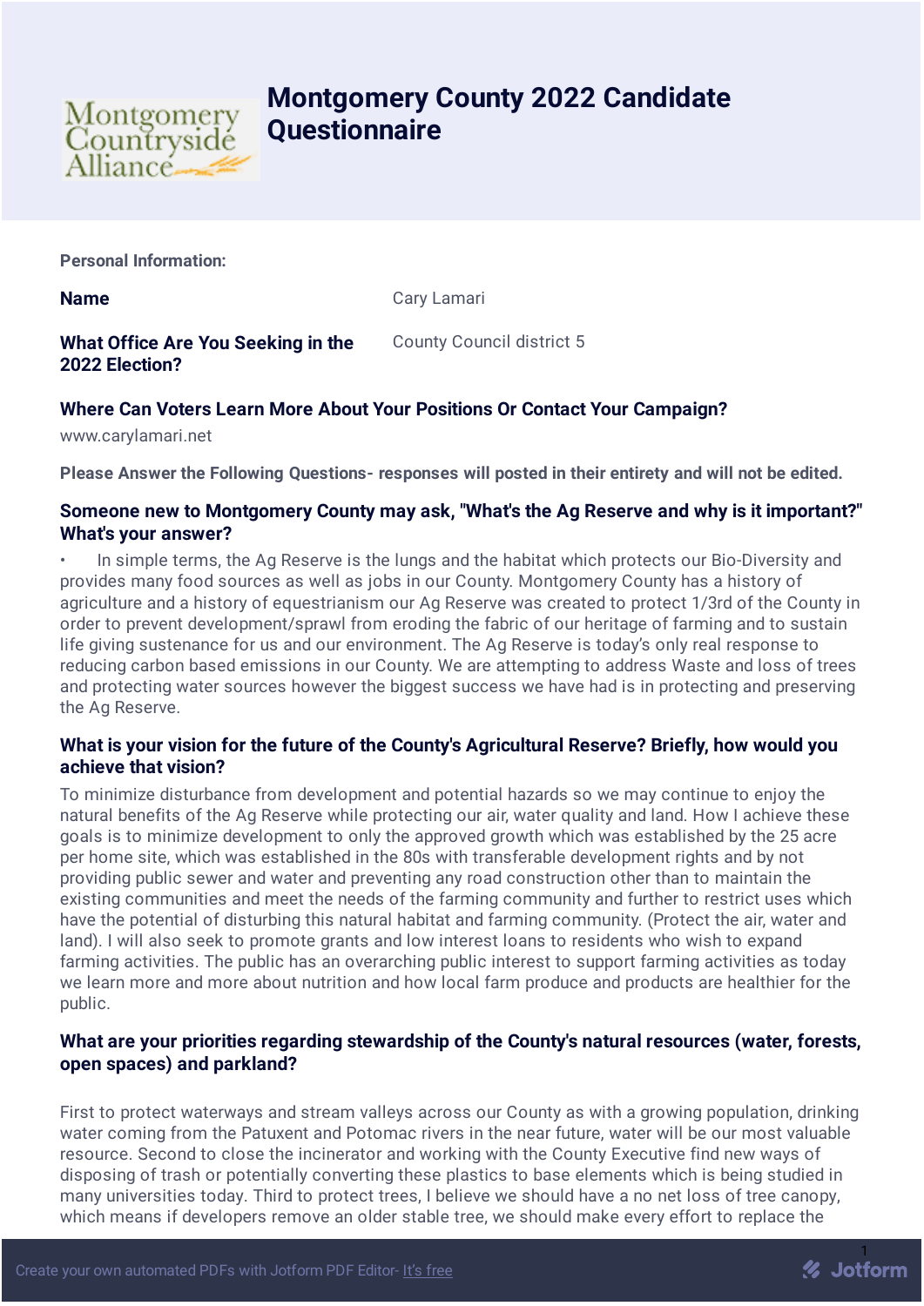# Montgomery County 2022 Candidate Questionnaire

**Personal Information:**

**Name** Cary Lamari

**What Office Are You Seeking in the 2022 Election?** County Council district 5

### Where Can Voters Learn More About Your Positions Or Contact Your Campaign?

www.carylamari.net

**Please Answer the Following Questions- responses will posted in their entirety and will not be edited.**

### Someone new to Montgomery County may ask, "What's the Ag Reserve and why is it important?" What's your answer?

• In simple terms, the Ag Reserve is the lungs and the habitat which protects our Bio-Diversity and provides many food sources as well as jobs in our County. Montgomery County has a history of agriculture and a history of equestrianism our Ag Reserve was created to protect 1/3rd of the County in order to prevent development/sprawl from eroding the fabric of our heritage of farming and to sustain life giving sustenance for us and our environment. The Ag Reserve is today's only real response to reducing carbon based emissions in our County. We are attempting to address Waste and loss of trees and protecting water sources however the biggest success we have had is in protecting and preserving the Ag Reserve.

### What is your vision for the future of the County's Agricultural Reserve? Briefly, how would you achieve that vision?

To minimize disturbance from development and potential hazards so we may continue to enjoy the natural benefits of the Ag Reserve while protecting our air, water quality and land. How I achieve these goals is to minimize development to only the approved growth which was established by the 25 acre per home site, which was established in the 80s with transferable development rights and by not providing public sewer and water and preventing any road construction other than to maintain the existing communities and meet the needs of the farming community and further to restrict uses which have the potential of disturbing this natural habitat and farming community. (Protect the air, water and land). I will also seek to promote grants and low interest loans to residents who wish to expand farming activities. The public has an overarching public interest to support farming activities as today we learn more and more about nutrition and how local farm produce and products are healthier for the public.

### What are your priorities regarding stewardship of the County's natural resources (water, forests, open spaces) and parkland?

First to protect waterways and stream valleys across our County as with a growing population, drinking water coming from the Patuxent and Potomac rivers in the near future, water will be our most valuable resource. Second to close the incinerator and working with the County Executive find new ways of disposing of trash or potentially converting these plastics to base elements which is being studied in many universities today. Third to protect trees, I believe we should have a no net loss of tree canopy, which means if developers remove an older stable tree, we should make every effort to replace the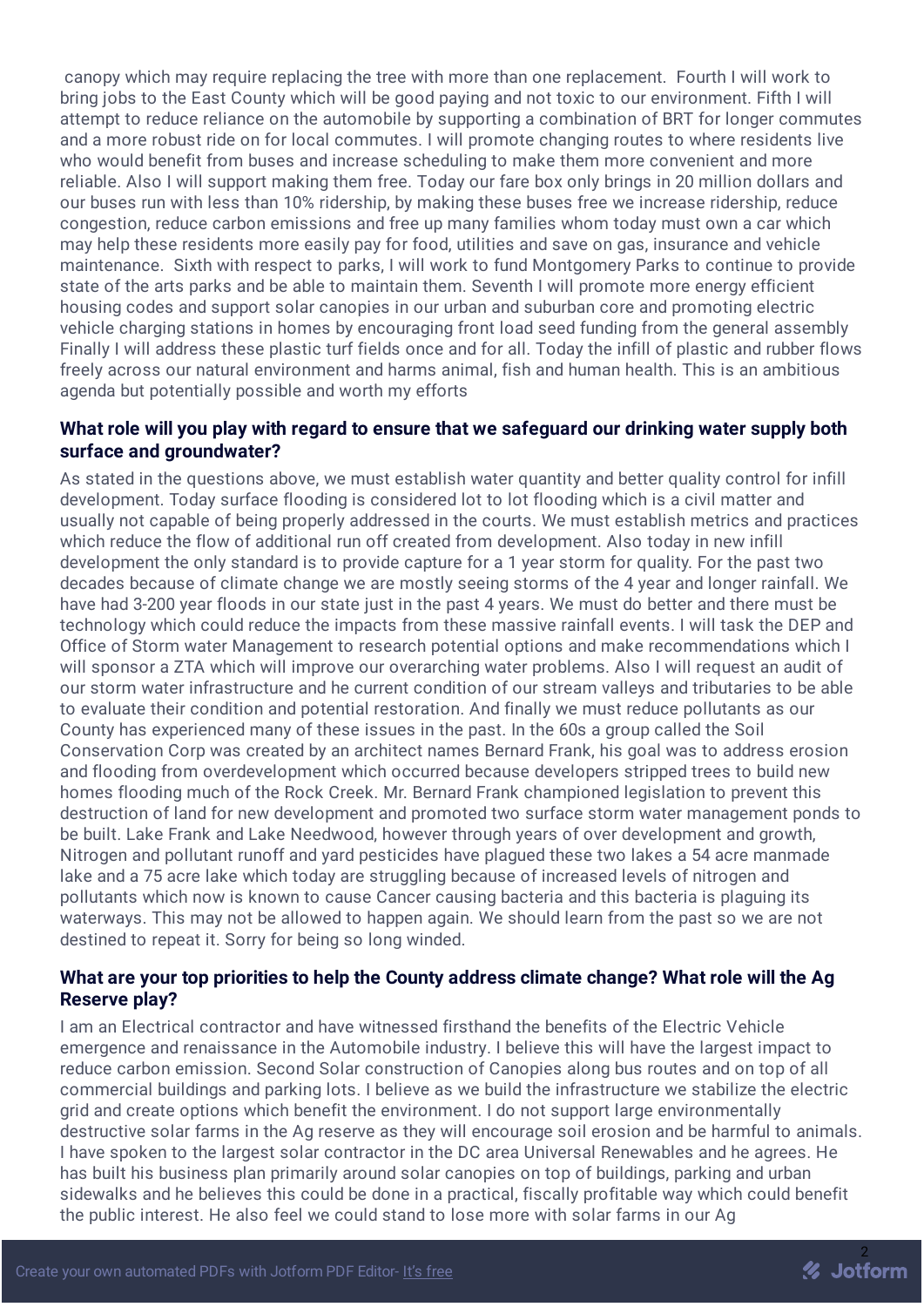canopy which may require replacing the tree with more than one replacement. Fourth I will work to bring jobs to the East County which will be good paying and not toxic to our environment. Fifth I will attempt to reduce reliance on the automobile by supporting a combination of BRT for longer commutes and a more robust ride on for local commutes. I will promote changing routes to where residents live who would benefit from buses and increase scheduling to make them more convenient and more reliable. Also I will support making them free. Today our fare box only brings in 20 million dollars and our buses run with less than 10% ridership, by making these buses free we increase ridership, reduce congestion, reduce carbon emissions and free up many families whom today must own a car which may help these residents more easily pay for food, utilities and save on gas, insurance and vehicle maintenance. Sixth with respect to parks, I will work to fund Montgomery Parks to continue to provide state of the arts parks and be able to maintain them. Seventh I will promote more energy efficient housing codes and support solar canopies in our urban and suburban core and promoting electric vehicle charging stations in homes by encouraging front load seed funding from the general assembly Finally I will address these plastic turf fields once and for all. Today the infill of plastic and rubber flows freely across our natural environment and harms animal, fish and human health. This is an ambitious agenda but potentially possible and worth my efforts

### What role will you play with regard to ensure that we safeguard our drinking water supply both surface and groundwater?

As stated in the questions above, we must establish water quantity and better quality control for infill development. Today surface flooding is considered lot to lot flooding which is a civil matter and usually not capable of being properly addressed in the courts. We must establish metrics and practices which reduce the flow of additional run off created from development. Also today in new infill development the only standard is to provide capture for a 1 year storm for quality. For the past two decades because of climate change we are mostly seeing storms of the 4 year and longer rainfall. We have had 3-200 year floods in our state just in the past 4 years. We must do better and there must be technology which could reduce the impacts from these massive rainfall events. I will task the DEP and Office of Storm water Management to research potential options and make recommendations which I will sponsor a ZTA which will improve our overarching water problems. Also I will request an audit of our storm water infrastructure and he current condition of our stream valleys and tributaries to be able to evaluate their condition and potential restoration. And finally we must reduce pollutants as our County has experienced many of these issues in the past. In the 60s a group called the Soil Conservation Corp was created by an architect names Bernard Frank, his goal was to address erosion and flooding from overdevelopment which occurred because developers stripped trees to build new homes flooding much of the Rock Creek. Mr. Bernard Frank championed legislation to prevent this destruction of land for new development and promoted two surface storm water management ponds to be built. Lake Frank and Lake Needwood, however through years of over development and growth, Nitrogen and pollutant runoff and yard pesticides have plagued these two lakes a 54 acre manmade lake and a 75 acre lake which today are struggling because of increased levels of nitrogen and pollutants which now is known to cause Cancer causing bacteria and this bacteria is plaguing its waterways. This may not be allowed to happen again. We should learn from the past so we are not destined to repeat it. Sorry for being so long winded.

### What are your top priorities to help the County address climate change? What role will the Ag Reserve play?

I am an Electrical contractor and have witnessed firsthand the benefits of the Electric Vehicle emergence and renaissance in the Automobile industry. I believe this will have the largest impact to reduce carbon emission. Second Solar construction of Canopies along bus routes and on top of all commercial buildings and parking lots. I believe as we build the infrastructure we stabilize the electric grid and create options which benefit the environment. I do not support large environmentally destructive solar farms in the Ag reserve as they will encourage soil erosion and be harmful to animals. I have spoken to the largest solar contractor in the DC area Universal Renewables and he agrees. He has built his business plan primarily around solar canopies on top of buildings, parking and urban sidewalks and he believes this could be done in a practical, fiscally profitable way which could benefit the public interest. He also feel we could stand to lose more with solar farms in our Ag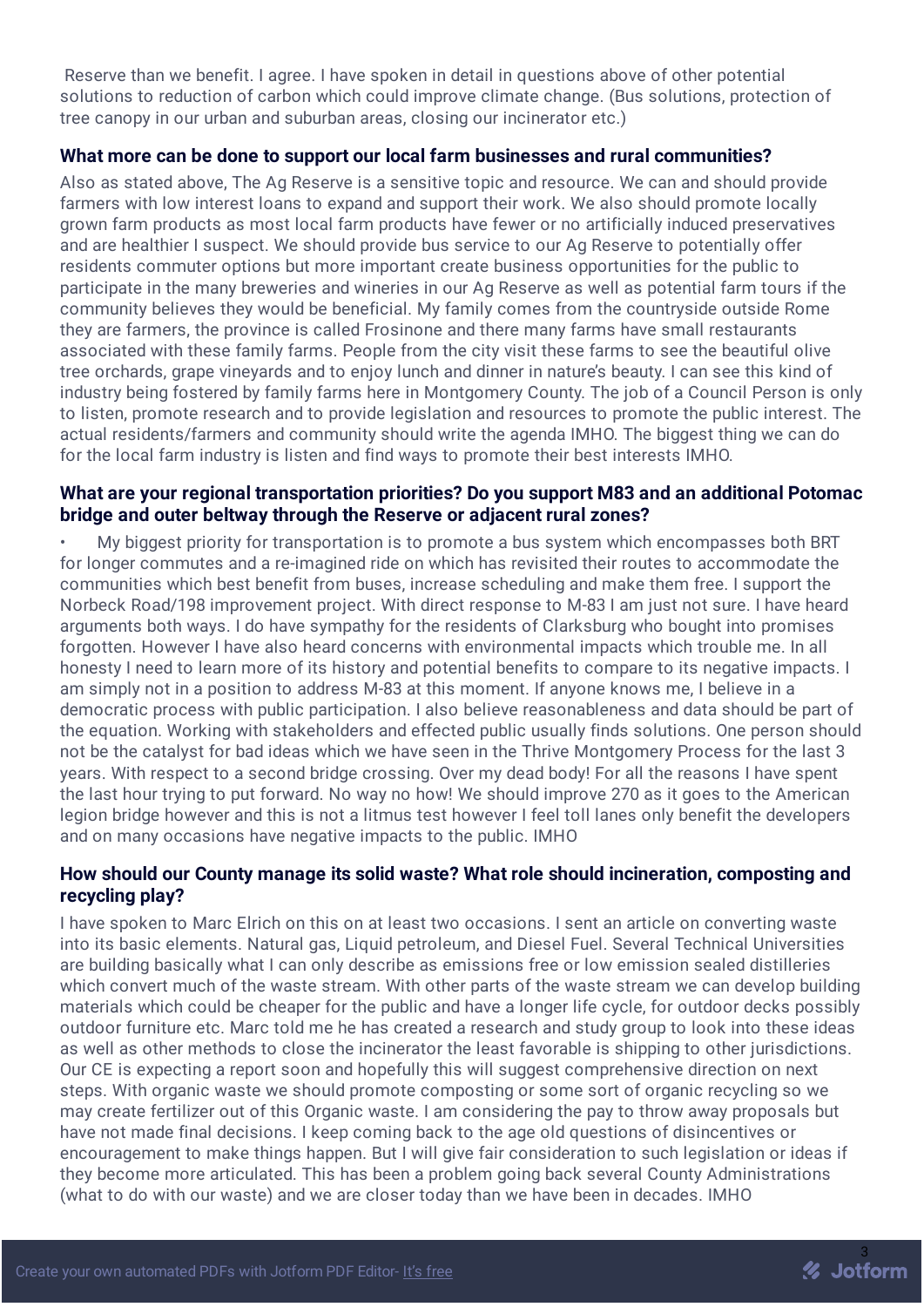Reserve than we benefit. I agree. I have spoken in detail in questions above of other potential solutions to reduction of carbon which could improve climate change. (Bus solutions, protection of tree canopy in our urban and suburban areas, closing our incinerator etc.)

### What more can be done to support our local farm businesses and rural communities?

Also as stated above, The Ag Reserve is a sensitive topic and resource. We can and should provide farmers with low interest loans to expand and support their work. We also should promote locally grown farm products as most local farm products have fewer or no artificially induced preservatives and are healthier I suspect. We should provide bus service to our Ag Reserve to potentially offer residents commuter options but more important create business opportunities for the public to participate in the many breweries and wineries in our Ag Reserve as well as potential farm tours if the community believes they would be beneficial. My family comes from the countryside outside Rome they are farmers, the province is called Frosinone and there many farms have small restaurants associated with these family farms. People from the city visit these farms to see the beautiful olive tree orchards, grape vineyards and to enjoy lunch and dinner in nature's beauty. I can see this kind of industry being fostered by family farms here in Montgomery County. The job of a Council Person is only to listen, promote research and to provide legislation and resources to promote the public interest. The actual residents/farmers and community should write the agenda IMHO. The biggest thing we can do for the local farm industry is listen and find ways to promote their best interests IMHO.

### What are your regional transportation priorities? Do you support M83 and an additional Potomac bridge and outer beltway through the Reserve or adjacent rural zones?

- My biggest priority for transportation is to promote a bus system which encompasses both BRT for longer commutes and a re-imagined ride on which has revisited their routes to accommodate the communities which best benefit from buses, increase scheduling and make them free. I support the Norbeck Road/198 improvement project. With direct response to M-83 I am just not sure. I have heard arguments both ways. I do have sympathy for the residents of Clarksburg who bought into promises forgotten. However I have also heard concerns with environmental impacts which trouble me. In all honesty I need to learn more of its history and potential benefits to compare to its negative impacts. I am simply not in a position to address M-83 at this moment. If anyone knows me, I believe in a democratic process with public participation. I also believe reasonableness and data should be part of the equation. Working with stakeholders and effected public usually finds solutions. One person should not be the catalyst for bad ideas which we have seen in the Thrive Montgomery Process for the last 3 years. With respect to a second bridge crossing. Over my dead body! For all the reasons I have spent the last hour trying to put forward. No way no how! We should improve 270 as it goes to the American legion bridge however and this is not a litmus test however I feel toll lanes only benefit the developers and on many occasions have negative impacts to the public. IMHO

### How should our County manage its solid waste? What role should incineration, composting and recycling play?

I have spoken to Marc Elrich on this on at least two occasions. I sent an article on converting waste into its basic elements. Natural gas, Liquid petroleum, and Diesel Fuel. Several Technical Universities are building basically what I can only describe as emissions free or low emission sealed distilleries which convert much of the waste stream. With other parts of the waste stream we can develop building materials which could be cheaper for the public and have a longer life cycle, for outdoor decks possibly outdoor furniture etc. Marc told me he has created a research and study group to look into these ideas as well as other methods to close the incinerator the least favorable is shipping to other jurisdictions. Our CE is expecting a report soon and hopefully this will suggest comprehensive direction on next steps. With organic waste we should promote composting or some sort of organic recycling so we may create fertilizer out of this Organic waste. I am considering the pay to throw away proposals but have not made final decisions. I keep coming back to the age old questions of disincentives or encouragement to make things happen. But I will give fair consideration to such legislation or ideas if they become more articulated. This has been a problem going back several County Administrations (what to do with our waste) and we are closer today than we have been in decades. IMHO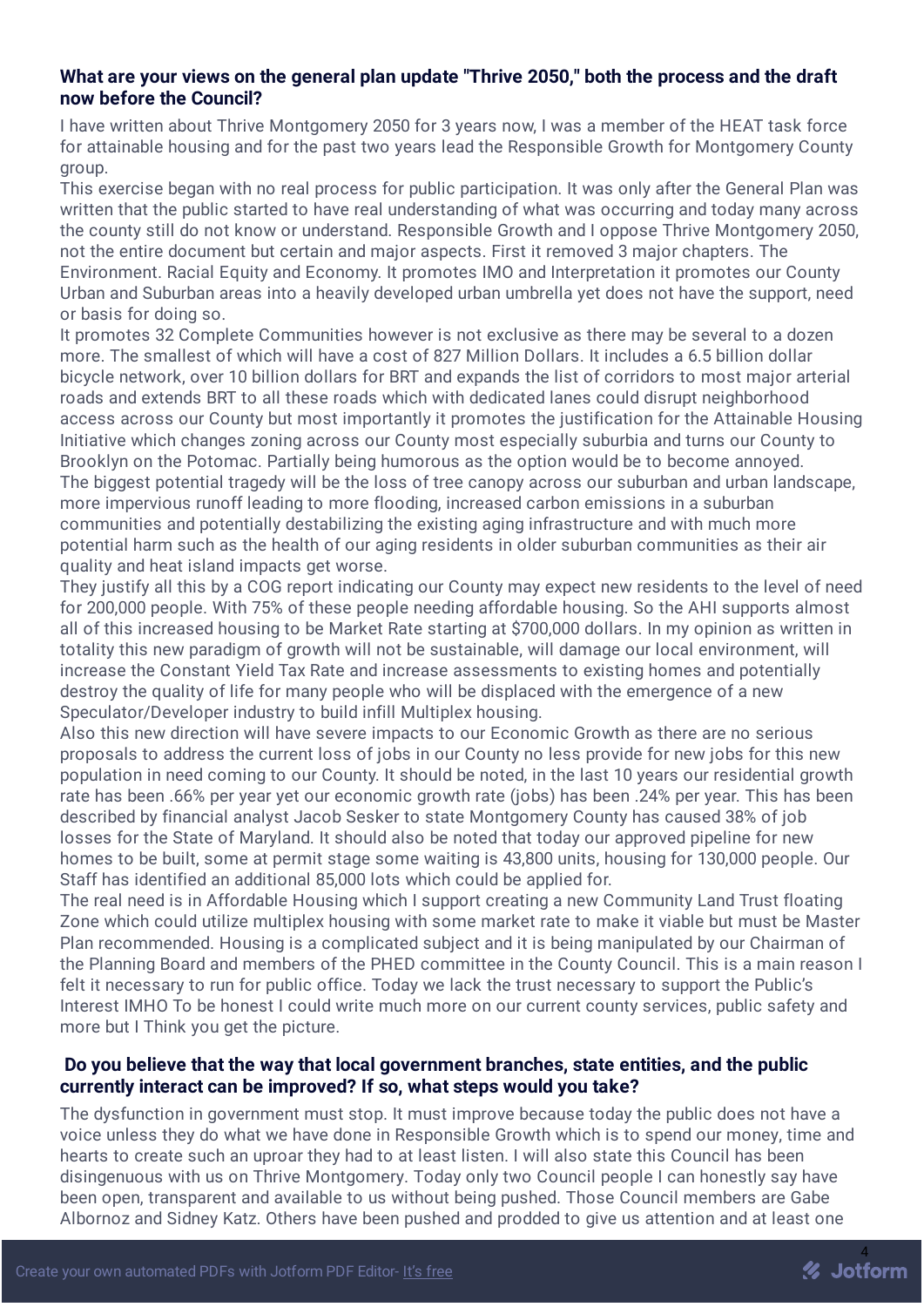**What are your views on the general plan update "Thrive 2050," both the process and the draft now before the Council?**

I have written about Thrive Montgomery 2050 for 3 years now, I was a member of the HEAT task force for attainable housing and for the past two years lead the Responsible Growth for Montgomery County group.

This exercise began with no real process for public participation. It was only after the General Plan was written that the public started to have real understanding of what was occurring and today many across the county still do not know or understand. Responsible Growth and I oppose Thrive Montgomery 2050, not the entire document but certain and major aspects. First it removed 3 major chapters. The Environment. Racial Equity and Economy. It promotes IMO and Interpretation it promotes our County Urban and Suburban areas into a heavily developed urban umbrella yet does not have the support, need or basis for doing so.

It promotes 32 Complete Communities however is not exclusive as there may be several to a dozen more. The smallest of which will have a cost of 827 Million Dollars. It includes a 6.5 billion dollar bicycle network, over 10 billion dollars for BRT and expands the list of corridors to most major arterial roads and extends BRT to all these roads which with dedicated lanes could disrupt neighborhood access across our County but most importantly it promotes the justification for the Attainable Housing Initiative which changes zoning across our County most especially suburbia and turns our County to Brooklyn on the Potomac. Partially being humorous as the option would be to become annoyed.

The biggest potential tragedy will be the loss of tree canopy across our suburban and urban landscape, more impervious runoff leading to more flooding, increased carbon emissions in a suburban communities and potentially destabilizing the existing aging infrastructure and with much more potential harm such as the health of our aging residents in older suburban communities as their air quality and heat island impacts get worse.

They justify all this by a COG report indicating our County may expect new residents to the level of need for 200,000 people. With 75% of these people needing affordable housing. So the AHI supports almost all of this increased housing to be Market Rate starting at $700,000 dollars. In my opinion as written in totality this new paradigm of growth will not be sustainable, will damage our local environment, will increase the Constant Yield Tax Rate and increase assessments to existing homes and potentially destroy the quality of life for many people who will be displaced with the emergence of a new Speculator/Developer industry to build infill Multiplex housing.

Also this new direction will have severe impacts to our Economic Growth as there are no serious proposals to address the current loss of jobs in our County no less provide for new jobs for this new population in need coming to our County. It should be noted, in the last 10 years our residential growth rate has been .66% per year yet our economic growth rate (jobs) has been .24% per year. This has been described by financial analyst Jacob Sesker to state Montgomery County has caused 38% of job losses for the State of Maryland. It should also be noted that today our approved pipeline for new homes to be built, some at permit stage some waiting is 43,800 units, housing for 130,000 people. Our Staff has identified an additional 85,000 lots which could be applied for.

The real need is in Affordable Housing which I support creating a new Community Land Trust floating Zone which could utilize multiplex housing with some market rate to make it viable but must be Master Plan recommended. Housing is a complicated subject and it is being manipulated by our Chairman of the Planning Board and members of the PHED committee in the County Council. This is a main reason I felt it necessary to run for public office. Today we lack the trust necessary to support the Public's Interest IMHO To be honest I could write much more on our current county services, public safety and more but I Think you get the picture.

**Do you believe that the way that local government branches, state entities, and the public currently interact can be improved? If so, what steps would you take?**

The dysfunction in government must stop. It must improve because today the public does not have a voice unless they do what we have done in Responsible Growth which is to spend our money, time and hearts to create such an uproar they had to at least listen. I will also state this Council has been disingenuous with us on Thrive Montgomery. Today only two Council people I can honestly say have been open, transparent and available to us without being pushed. Those Council members are Gabe Albornoz and Sidney Katz. Others have been pushed and prodded to give us attention and at least one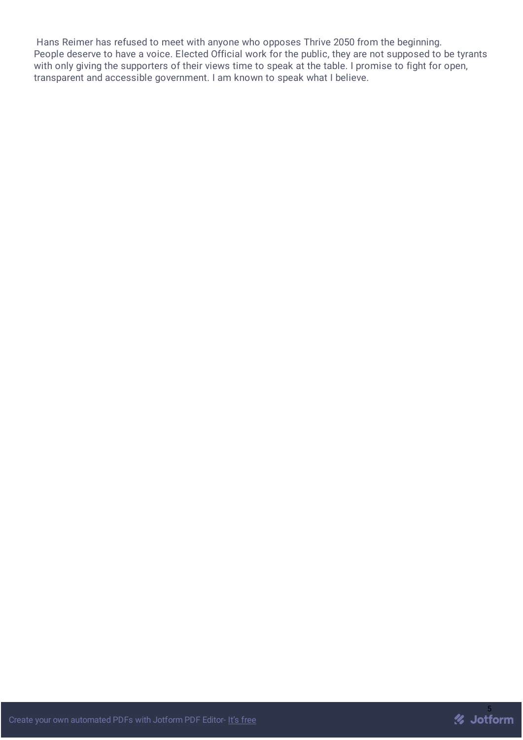Hans Reimer has refused to meet with anyone who opposes Thrive 2050 from the beginning.
People deserve to have a voice. Elected Official work for the public, they are not supposed to be tyrants with only giving the supporters of their views time to speak at the table. I promise to fight for open, transparent and accessible government. I am known to speak what I believe.